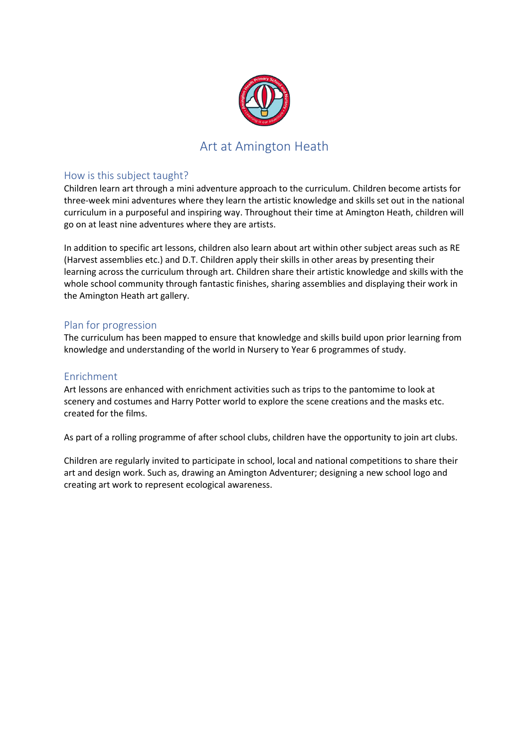# Art at Amington Heath

## How is this subject taught?

Children learn art through a mini adventure approach to the curriculum. Children become artists for three-week mini adventures where they learn the artistic knowledge and skills set out in the national curriculum in a purposeful and inspiring way. Throughout their time at Amington Heath, children will go on at least nine adventures where they are artists.

In addition to specific art lessons, children also learn about art within other subject areas such as RE (Harvest assemblies etc.) and D.T. Children apply their skills in other areas by presenting their learning across the curriculum through art. Children share their artistic knowledge and skills with the whole school community through fantastic finishes, sharing assemblies and displaying their work in the Amington Heath art gallery.

## Plan for progression

The curriculum has been mapped to ensure that knowledge and skills build upon prior learning from knowledge and understanding of the world in Nursery to Year 6 programmes of study.

## Enrichment

Art lessons are enhanced with enrichment activities such as trips to the pantomime to look at scenery and costumes and Harry Potter world to explore the scene creations and the masks etc. created for the films.

As part of a rolling programme of after school clubs, children have the opportunity to join art clubs.

Children are regularly invited to participate in school, local and national competitions to share their art and design work. Such as, drawing an Amington Adventurer; designing a new school logo and creating art work to represent ecological awareness.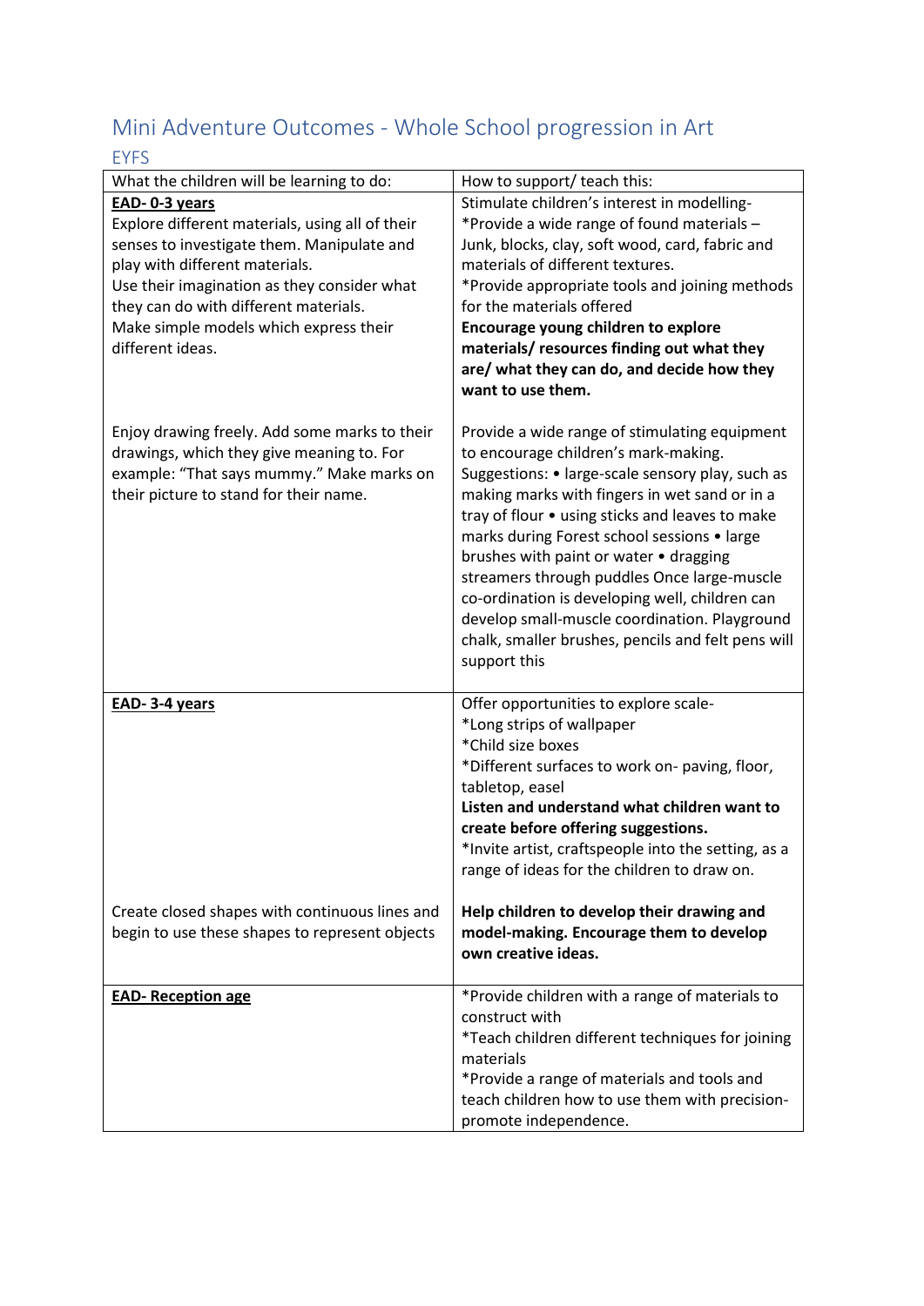# Mini Adventure Outcomes - Whole School progression in Art

## EYFS

| What the children will be learning to do: | How to support/ teach this: |
|---|---|
| **EAD- 0-3 years**<br>Explore different materials, using all of their senses to investigate them. Manipulate and play with different materials.<br>Use their imagination as they consider what they can do with different materials.<br>Make simple models which express their different ideas.<br><br>Enjoy drawing freely. Add some marks to their drawings, which they give meaning to. For example: "That says mummy." Make marks on their picture to stand for their name. | Stimulate children's interest in modelling-<br>*Provide a wide range of found materials – Junk, blocks, clay, soft wood, card, fabric and materials of different textures.<br>*Provide appropriate tools and joining methods for the materials offered<br>**Encourage young children to explore materials/ resources finding out what they are/ what they can do, and decide how they want to use them.**<br><br>Provide a wide range of stimulating equipment to encourage children's mark-making. Suggestions: • large-scale sensory play, such as making marks with fingers in wet sand or in a tray of flour • using sticks and leaves to make marks during Forest school sessions • large brushes with paint or water • dragging streamers through puddles Once large-muscle co-ordination is developing well, children can develop small-muscle coordination. Playground chalk, smaller brushes, pencils and felt pens will support this |
| **EAD- 3-4 years**<br><br>Create closed shapes with continuous lines and begin to use these shapes to represent objects | Offer opportunities to explore scale-<br>*Long strips of wallpaper<br>*Child size boxes<br>*Different surfaces to work on- paving, floor, tabletop, easel<br>**Listen and understand what children want to create before offering suggestions.**<br>*Invite artist, craftspeople into the setting, as a range of ideas for the children to draw on.<br><br>**Help children to develop their drawing and model-making. Encourage them to develop own creative ideas.** |
| **EAD- Reception age** | *Provide children with a range of materials to construct with<br>*Teach children different techniques for joining materials<br>*Provide a range of materials and tools and teach children how to use them with precision- promote independence. |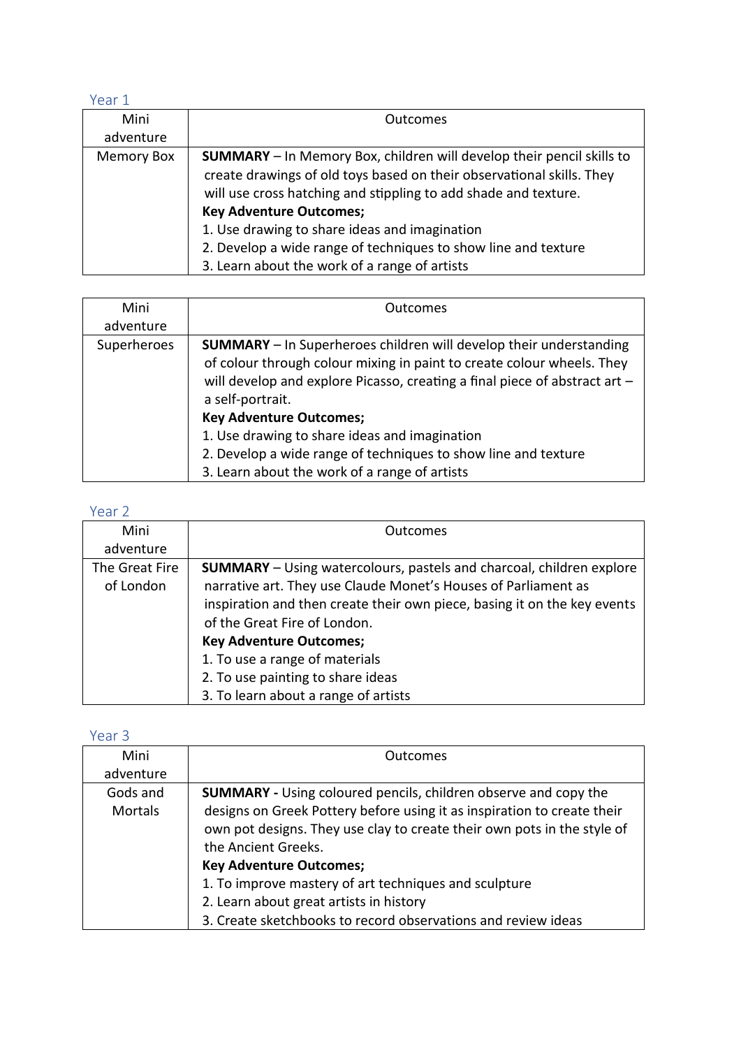## Year 1

| Mini adventure | Outcomes |
| --- | --- |
| Memory Box | **SUMMARY** – In Memory Box, children will develop their pencil skills to create drawings of old toys based on their observational skills. They will use cross hatching and stippling to add shade and texture.<br>**Key Adventure Outcomes;**<br>1. Use drawing to share ideas and imagination<br>2. Develop a wide range of techniques to show line and texture<br>3. Learn about the work of a range of artists |

| Mini adventure | Outcomes |
| --- | --- |
| Superheroes | **SUMMARY** – In Superheroes children will develop their understanding of colour through colour mixing in paint to create colour wheels. They will develop and explore Picasso, creating a final piece of abstract art – a self-portrait.<br>**Key Adventure Outcomes;**<br>1. Use drawing to share ideas and imagination<br>2. Develop a wide range of techniques to show line and texture<br>3. Learn about the work of a range of artists |

## Year 2

| Mini adventure | Outcomes |
| --- | --- |
| The Great Fire of London | **SUMMARY** – Using watercolours, pastels and charcoal, children explore narrative art. They use Claude Monet's Houses of Parliament as inspiration and then create their own piece, basing it on the key events of the Great Fire of London.<br>**Key Adventure Outcomes;**<br>1. To use a range of materials<br>2. To use painting to share ideas<br>3. To learn about a range of artists |

## Year 3

| Mini adventure | Outcomes |
| --- | --- |
| Gods and Mortals | **SUMMARY -** Using coloured pencils, children observe and copy the designs on Greek Pottery before using it as inspiration to create their own pot designs. They use clay to create their own pots in the style of the Ancient Greeks.<br>**Key Adventure Outcomes;**<br>1. To improve mastery of art techniques and sculpture<br>2. Learn about great artists in history<br>3. Create sketchbooks to record observations and review ideas |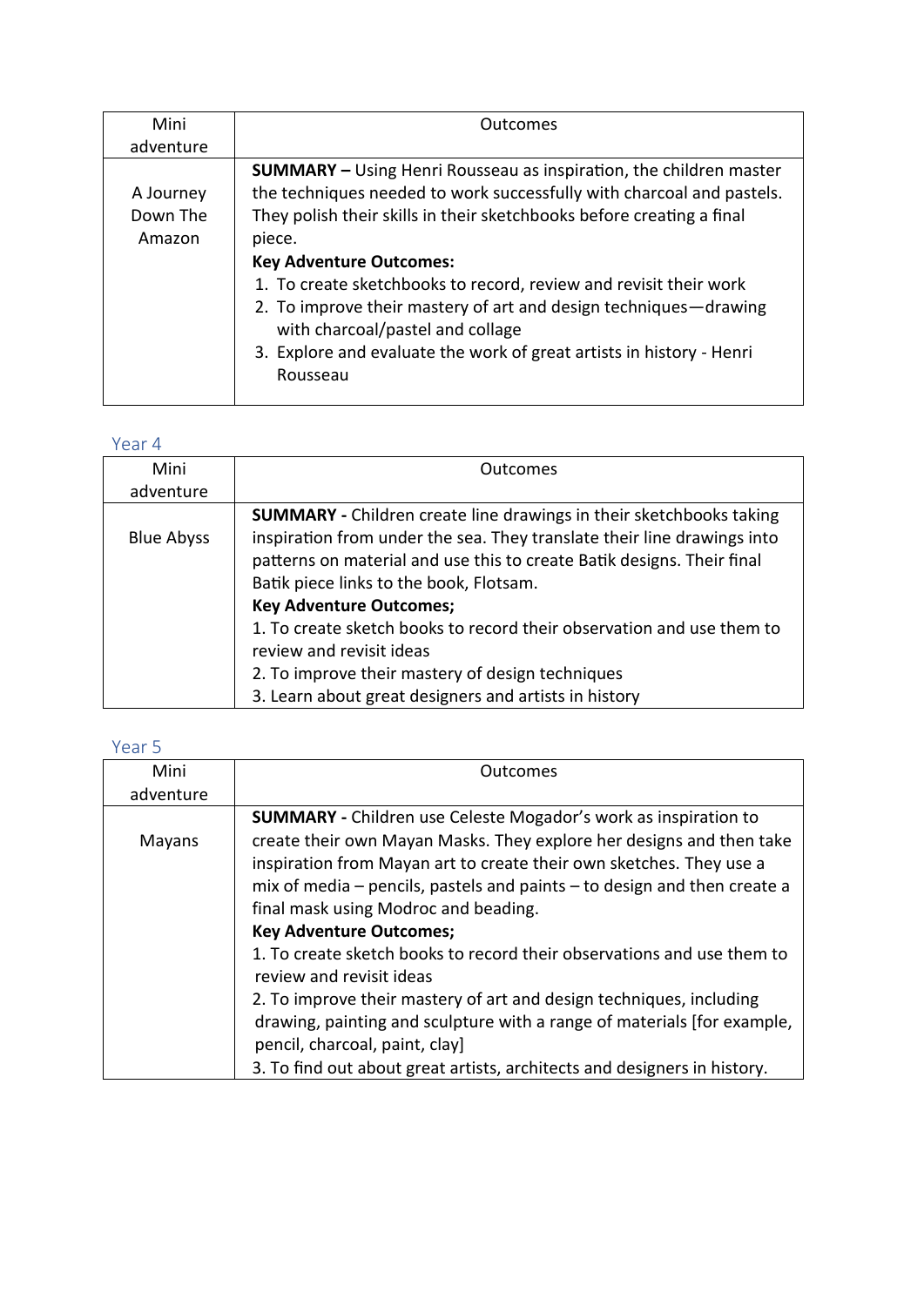| Mini adventure | Outcomes |
|---|---|
| A Journey Down The Amazon | **SUMMARY –** Using Henri Rousseau as inspiration, the children master the techniques needed to work successfully with charcoal and pastels. They polish their skills in their sketchbooks before creating a final piece.<br>**Key Adventure Outcomes:**<br>1. To create sketchbooks to record, review and revisit their work<br>2. To improve their mastery of art and design techniques—drawing with charcoal/pastel and collage<br>3. Explore and evaluate the work of great artists in history - Henri Rousseau |

## Year 4

| Mini adventure | Outcomes |
|---|---|
| Blue Abyss | **SUMMARY -** Children create line drawings in their sketchbooks taking inspiration from under the sea. They translate their line drawings into patterns on material and use this to create Batik designs. Their final Batik piece links to the book, Flotsam.<br>**Key Adventure Outcomes;**<br>1. To create sketch books to record their observation and use them to review and revisit ideas<br>2. To improve their mastery of design techniques<br>3. Learn about great designers and artists in history |

## Year 5

| Mini adventure | Outcomes |
|---|---|
| Mayans | **SUMMARY -** Children use Celeste Mogador's work as inspiration to create their own Mayan Masks. They explore her designs and then take inspiration from Mayan art to create their own sketches. They use a mix of media – pencils, pastels and paints – to design and then create a final mask using Modroc and beading.<br>**Key Adventure Outcomes;**<br>1. To create sketch books to record their observations and use them to review and revisit ideas<br>2. To improve their mastery of art and design techniques, including drawing, painting and sculpture with a range of materials [for example, pencil, charcoal, paint, clay]<br>3. To find out about great artists, architects and designers in history. |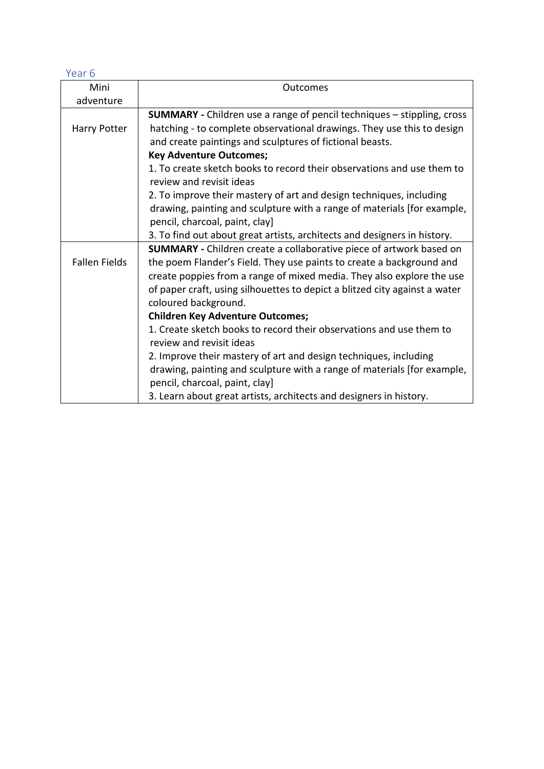## Year 6

| Mini adventure | Outcomes |
|---|---|
| Harry Potter | **SUMMARY -** Children use a range of pencil techniques – stippling, cross hatching - to complete observational drawings. They use this to design and create paintings and sculptures of fictional beasts.<br>**Key Adventure Outcomes;**<br>1. To create sketch books to record their observations and use them to review and revisit ideas<br>2. To improve their mastery of art and design techniques, including drawing, painting and sculpture with a range of materials [for example, pencil, charcoal, paint, clay]<br>3. To find out about great artists, architects and designers in history. |
| Fallen Fields | **SUMMARY -** Children create a collaborative piece of artwork based on the poem Flander's Field. They use paints to create a background and create poppies from a range of mixed media. They also explore the use of paper craft, using silhouettes to depict a blitzed city against a water coloured background.<br>**Children Key Adventure Outcomes;**<br>1. Create sketch books to record their observations and use them to review and revisit ideas<br>2. Improve their mastery of art and design techniques, including drawing, painting and sculpture with a range of materials [for example, pencil, charcoal, paint, clay]<br>3. Learn about great artists, architects and designers in history. |